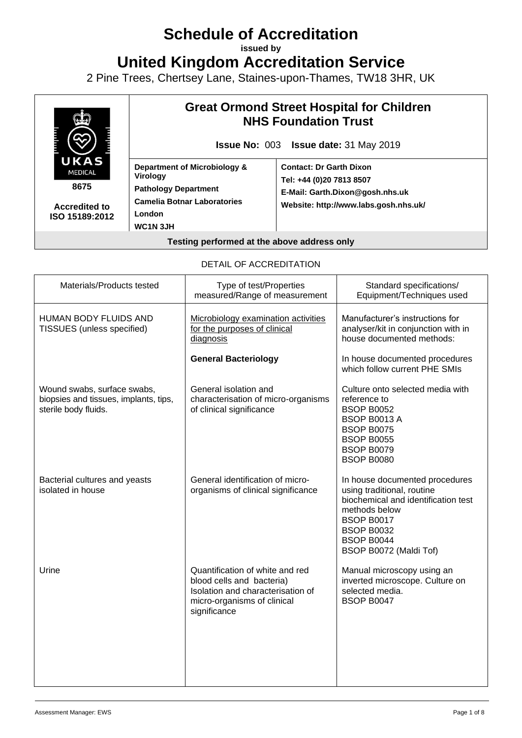# Schedule of Accreditation

**issued by**

# United Kingdom Accreditation Service

2 Pine Trees, Chertsey Lane, Staines-upon-Thames, TW18 3HR, UK

UKAS MEDICAL

**8675**

**Accredited to ISO 15189:2012**

## Great Ormond Street Hospital for Children NHS Foundation Trust

**Issue No:** 003 **Issue date:** 31 May 2019

| | |
|---|---|
| **Department of Microbiology & Virology**<br>**Pathology Department**<br>**Camelia Botnar Laboratories**<br>**London**<br>**WC1N 3JH** | **Contact: Dr Garth Dixon**<br>**Tel: +44 (0)20 7813 8507**<br>**E-Mail: Garth.Dixon@gosh.nhs.uk**<br>**Website: http://www.labs.gosh.nhs.uk/** |

**Testing performed at the above address only**

DETAIL OF ACCREDITATION

| Materials/Products tested | Type of test/Properties measured/Range of measurement | Standard specifications/ Equipment/Techniques used |
|---|---|---|
| HUMAN BODY FLUIDS AND TISSUES (unless specified) | Microbiology examination activities for the purposes of clinical diagnosis | Manufacturer's instructions for analyser/kit in conjunction with in house documented methods: |
| | **General Bacteriology** | In house documented procedures which follow current PHE SMIs |
| Wound swabs, surface swabs, biopsies and tissues, implants, tips, sterile body fluids. | General isolation and characterisation of micro-organisms of clinical significance | Culture onto selected media with reference to<br>BSOP B0052<br>BSOP B0013 A<br>BSOP B0075<br>BSOP B0055<br>BSOP B0079<br>BSOP B0080 |
| Bacterial cultures and yeasts isolated in house | General identification of micro-organisms of clinical significance | In house documented procedures using traditional, routine biochemical and identification test methods below<br>BSOP B0017<br>BSOP B0032<br>BSOP B0044<br>BSOP B0072 (Maldi Tof) |
| Urine | Quantification of white and red blood cells and bacteria)<br>Isolation and characterisation of micro-organisms of clinical significance | Manual microscopy using an inverted microscope. Culture on selected media.<br>BSOP B0047 |

Assessment Manager: EWS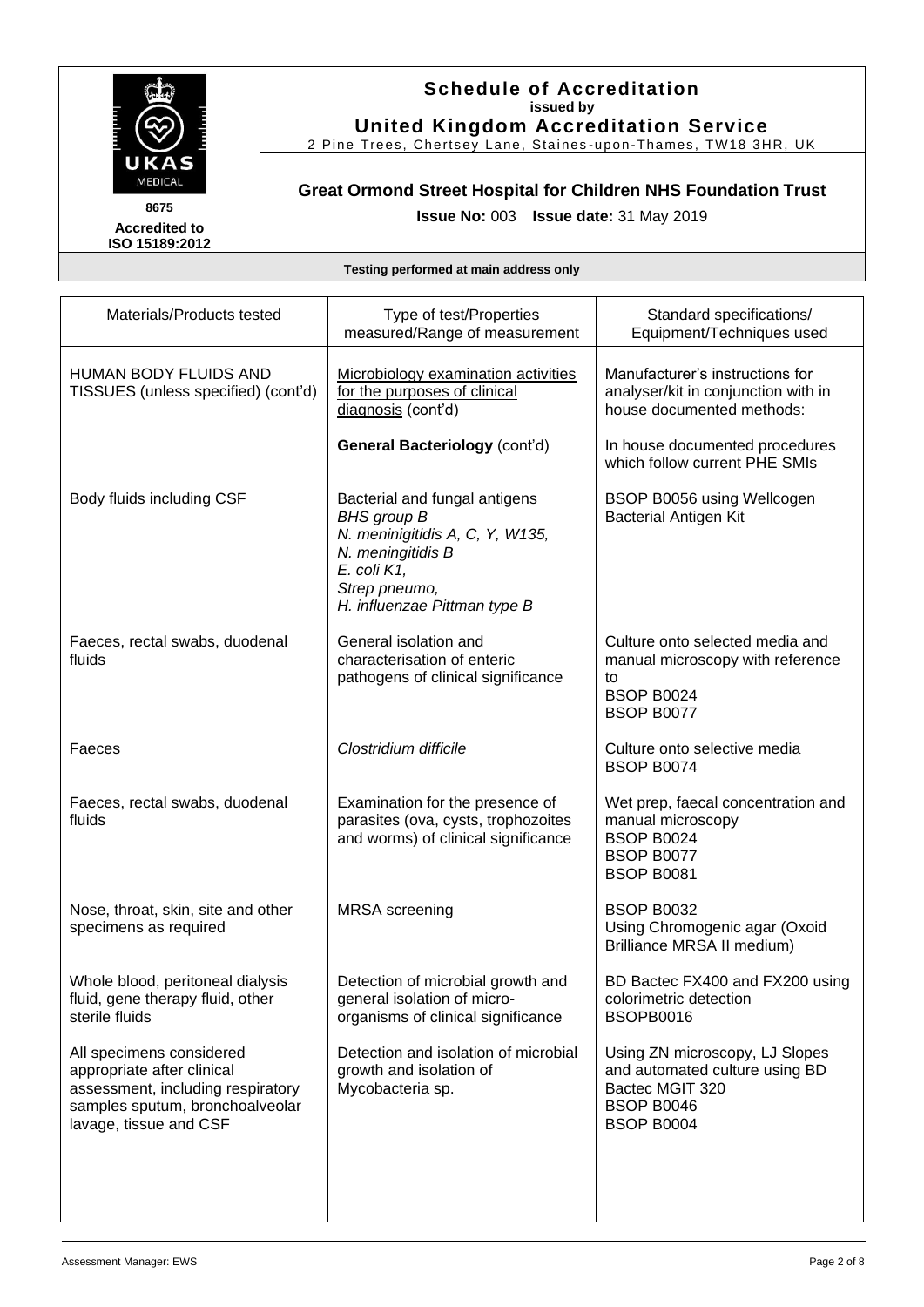# Schedule of Accreditation

**issued by**

**United Kingdom Accreditation Service**

2 Pine Trees, Chertsey Lane, Staines-upon-Thames, TW18 3HR, UK

8675

**Accredited to ISO 15189:2012**

## Great Ormond Street Hospital for Children NHS Foundation Trust

**Issue No:** 003 **Issue date:** 31 May 2019

**Testing performed at main address only**

| Materials/Products tested | Type of test/Properties measured/Range of measurement | Standard specifications/ Equipment/Techniques used |
|---|---|---|
| HUMAN BODY FLUIDS AND TISSUES (unless specified) (cont'd) | Microbiology examination activities for the purposes of clinical diagnosis (cont'd) | Manufacturer's instructions for analyser/kit in conjunction with in house documented methods: |
| | **General Bacteriology** (cont'd) | In house documented procedures which follow current PHE SMIs |
| Body fluids including CSF | Bacterial and fungal antigens<br>*BHS group B*<br>*N. meninigitidis A, C, Y, W135,*<br>*N. meningitidis B*<br>*E. coli K1,*<br>*Strep pneumo,*<br>*H. influenzae Pittman type B* | BSOP B0056 using Wellcogen Bacterial Antigen Kit |
| Faeces, rectal swabs, duodenal fluids | General isolation and characterisation of enteric pathogens of clinical significance | Culture onto selected media and manual microscopy with reference to<br>BSOP B0024<br>BSOP B0077 |
| Faeces | *Clostridium difficile* | Culture onto selective media<br>BSOP B0074 |
| Faeces, rectal swabs, duodenal fluids | Examination for the presence of parasites (ova, cysts, trophozoites and worms) of clinical significance | Wet prep, faecal concentration and manual microscopy<br>BSOP B0024<br>BSOP B0077<br>BSOP B0081 |
| Nose, throat, skin, site and other specimens as required | MRSA screening | BSOP B0032<br>Using Chromogenic agar (Oxoid Brilliance MRSA II medium) |
| Whole blood, peritoneal dialysis fluid, gene therapy fluid, other sterile fluids | Detection of microbial growth and general isolation of micro-organisms of clinical significance | BD Bactec FX400 and FX200 using colorimetric detection<br>BSOPB0016 |
| All specimens considered appropriate after clinical assessment, including respiratory samples sputum, bronchoalveolar lavage, tissue and CSF | Detection and isolation of microbial growth and isolation of Mycobacteria sp. | Using ZN microscopy, LJ Slopes and automated culture using BD Bactec MGIT 320<br>BSOP B0046<br>BSOP B0004 |

Assessment Manager: EWS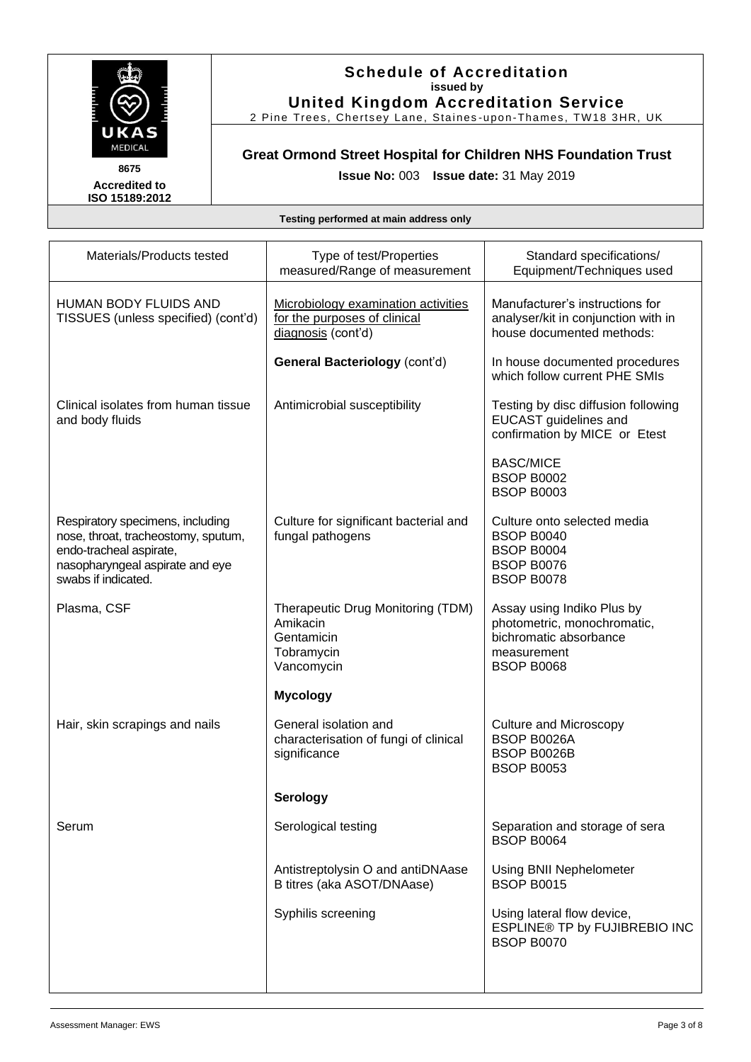**Schedule of Accreditation**
issued by
**United Kingdom Accreditation Service**
2 Pine Trees, Chertsey Lane, Staines-upon-Thames, TW18 3HR, UK

8675
Accredited to ISO 15189:2012

**Great Ormond Street Hospital for Children NHS Foundation Trust**

**Issue No:** 003 **Issue date:** 31 May 2019

**Testing performed at main address only**

| Materials/Products tested | Type of test/Properties measured/Range of measurement | Standard specifications/ Equipment/Techniques used |
|---|---|---|
| HUMAN BODY FLUIDS AND TISSUES (unless specified) (cont'd) | Microbiology examination activities for the purposes of clinical diagnosis (cont'd) | Manufacturer's instructions for analyser/kit in conjunction with in house documented methods: |
| | **General Bacteriology** (cont'd) | In house documented procedures which follow current PHE SMIs |
| Clinical isolates from human tissue and body fluids | Antimicrobial susceptibility | Testing by disc diffusion following EUCAST guidelines and confirmation by MICE or Etest<br><br>BASC/MICE<br>BSOP B0002<br>BSOP B0003 |
| Respiratory specimens, including nose, throat, tracheostomy, sputum, endo-tracheal aspirate, nasopharyngeal aspirate and eye swabs if indicated. | Culture for significant bacterial and fungal pathogens | Culture onto selected media<br>BSOP B0040<br>BSOP B0004<br>BSOP B0076<br>BSOP B0078 |
| Plasma, CSF | Therapeutic Drug Monitoring (TDM)<br>Amikacin<br>Gentamicin<br>Tobramycin<br>Vancomycin | Assay using Indiko Plus by photometric, monochromatic, bichromatic absorbance measurement<br>BSOP B0068 |
| | **Mycology** | |
| Hair, skin scrapings and nails | General isolation and characterisation of fungi of clinical significance | Culture and Microscopy<br>BSOP B0026A<br>BSOP B0026B<br>BSOP B0053 |
| | **Serology** | |
| Serum | Serological testing | Separation and storage of sera<br>BSOP B0064 |
| | Antistreptolysin O and antiDNAase B titres (aka ASOT/DNAase) | Using BNII Nephelometer<br>BSOP B0015 |
| | Syphilis screening | Using lateral flow device, ESPLINE® TP by FUJIBREBIO INC<br>BSOP B0070 |

Assessment Manager: EWS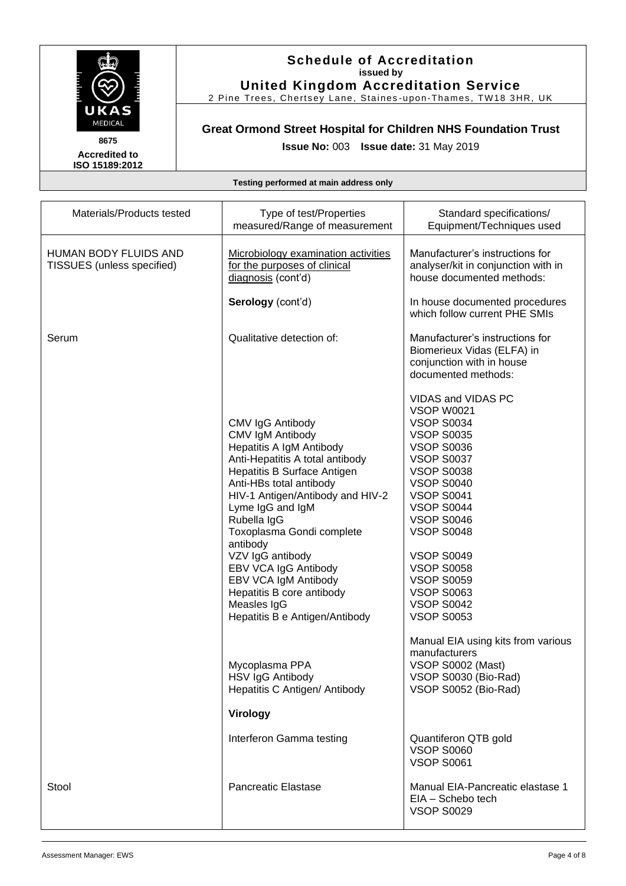**Schedule of Accreditation**
**issued by**
**United Kingdom Accreditation Service**
2 Pine Trees, Chertsey Lane, Staines-upon-Thames, TW18 3HR, UK

UKAS MEDICAL
**8675**
**Accredited to ISO 15189:2012**

## Great Ormond Street Hospital for Children NHS Foundation Trust

**Issue No:** 003 **Issue date:** 31 May 2019

**Testing performed at main address only**

| Materials/Products tested | Type of test/Properties measured/Range of measurement | Standard specifications/ Equipment/Techniques used |
|---|---|---|
| HUMAN BODY FLUIDS AND TISSUES (unless specified) | Microbiology examination activities for the purposes of clinical diagnosis (cont'd) | Manufacturer's instructions for analyser/kit in conjunction with in house documented methods: |
| | **Serology** (cont'd) | In house documented procedures which follow current PHE SMIs |
| Serum | Qualitative detection of: | Manufacturer's instructions for Biomerieux Vidas (ELFA) in conjunction with in house documented methods: |
| | | VIDAS and VIDAS PC<br>VSOP W0021 |
| | CMV IgG Antibody | VSOP S0034 |
| | CMV IgM Antibody | VSOP S0035 |
| | Hepatitis A IgM Antibody | VSOP S0036 |
| | Anti-Hepatitis A total antibody | VSOP S0037 |
| | Hepatitis B Surface Antigen | VSOP S0038 |
| | Anti-HBs total antibody | VSOP S0040 |
| | HIV-1 Antigen/Antibody and HIV-2 | VSOP S0041 |
| | Lyme IgG and IgM | VSOP S0044 |
| | Rubella IgG | VSOP S0046 |
| | Toxoplasma Gondi complete antibody | VSOP S0048 |
| | VZV IgG antibody | VSOP S0049 |
| | EBV VCA IgG Antibody | VSOP S0058 |
| | EBV VCA IgM Antibody | VSOP S0059 |
| | Hepatitis B core antibody | VSOP S0063 |
| | Measles IgG | VSOP S0042 |
| | Hepatitis B e Antigen/Antibody | VSOP S0053 |
| | | Manual EIA using kits from various manufacturers |
| | Mycoplasma PPA | VSOP S0002 (Mast) |
| | HSV IgG Antibody | VSOP S0030 (Bio-Rad) |
| | Hepatitis C Antigen/ Antibody | VSOP S0052 (Bio-Rad) |
| | **Virology** | |
| | Interferon Gamma testing | Quantiferon QTB gold<br>VSOP S0060<br>VSOP S0061 |
| Stool | Pancreatic Elastase | Manual EIA-Pancreatic elastase 1 EIA – Schebo tech<br>VSOP S0029 |

Assessment Manager: EWS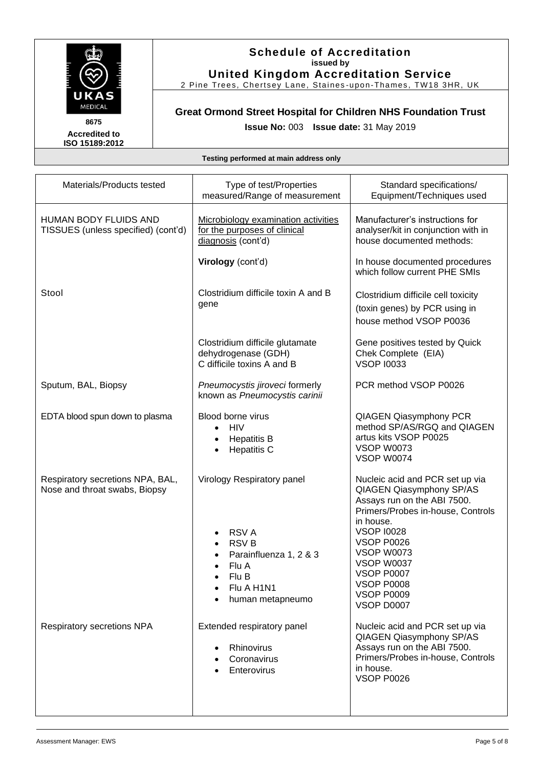# Schedule of Accreditation

issued by

**United Kingdom Accreditation Service**

2 Pine Trees, Chertsey Lane, Staines-upon-Thames, TW18 3HR, UK

8675

Accredited to ISO 15189:2012

## Great Ormond Street Hospital for Children NHS Foundation Trust

**Issue No:** 003 **Issue date:** 31 May 2019

**Testing performed at main address only**

| Materials/Products tested | Type of test/Properties measured/Range of measurement | Standard specifications/ Equipment/Techniques used |
|---|---|---|
| HUMAN BODY FLUIDS AND TISSUES (unless specified) (cont'd) | Microbiology examination activities for the purposes of clinical diagnosis (cont'd)<br><br>**Virology** (cont'd) | Manufacturer's instructions for analyser/kit in conjunction with in house documented methods:<br><br>In house documented procedures which follow current PHE SMIs |
| Stool | Clostridium difficile toxin A and B gene | Clostridium difficile cell toxicity (toxin genes) by PCR using in house method VSOP P0036 |
| | Clostridium difficile glutamate dehydrogenase (GDH)<br>C difficile toxins A and B | Gene positives tested by Quick Chek Complete (EIA)<br>VSOP I0033 |
| Sputum, BAL, Biopsy | *Pneumocystis jiroveci* formerly known as *Pneumocystis carinii* | PCR method VSOP P0026 |
| EDTA blood spun down to plasma | Blood borne virus<br>• HIV<br>• Hepatitis B<br>• Hepatitis C | QIAGEN Qiasymphony PCR method SP/AS/RGQ and QIAGEN artus kits VSOP P0025<br>VSOP W0073<br>VSOP W0074 |
| Respiratory secretions NPA, BAL, Nose and throat swabs, Biopsy | Virology Respiratory panel<br>• RSV A<br>• RSV B<br>• Parainfluenza 1, 2 & 3<br>• Flu A<br>• Flu B<br>• Flu A H1N1<br>• human metapneumo | Nucleic acid and PCR set up via QIAGEN Qiasymphony SP/AS Assays run on the ABI 7500. Primers/Probes in-house, Controls in house.<br>VSOP I0028<br>VSOP P0026<br>VSOP W0073<br>VSOP W0037<br>VSOP P0007<br>VSOP P0008<br>VSOP P0009<br>VSOP D0007 |
| Respiratory secretions NPA | Extended respiratory panel<br>• Rhinovirus<br>• Coronavirus<br>• Enterovirus | Nucleic acid and PCR set up via QIAGEN Qiasymphony SP/AS Assays run on the ABI 7500. Primers/Probes in-house, Controls in house.<br>VSOP P0026 |

Assessment Manager: EWS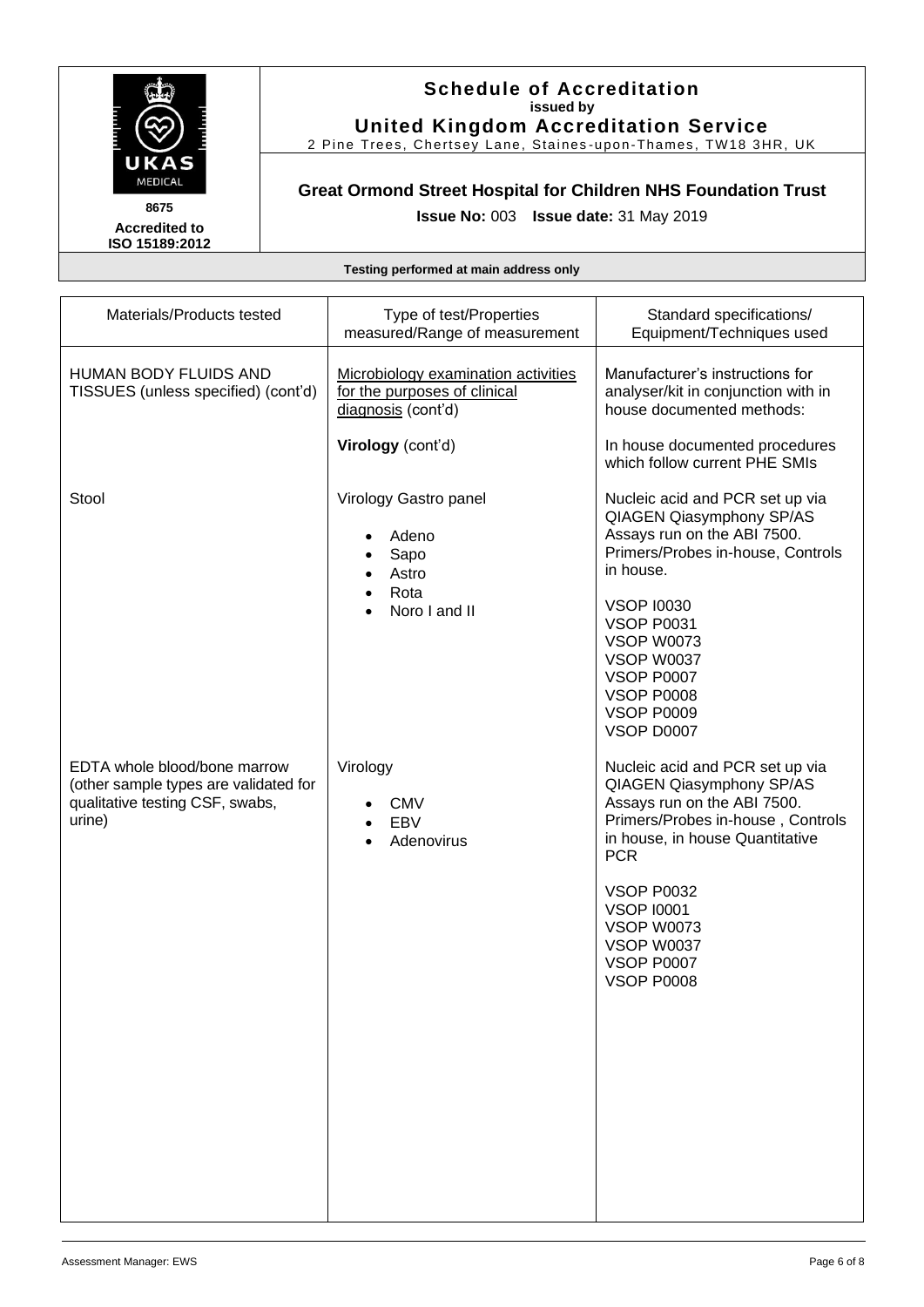**Schedule of Accreditation**
**issued by**
**United Kingdom Accreditation Service**
2 Pine Trees, Chertsey Lane, Staines-upon-Thames, TW18 3HR, UK

8675
**Accredited to ISO 15189:2012**

**Great Ormond Street Hospital for Children NHS Foundation Trust**

**Issue No:** 003 **Issue date:** 31 May 2019

**Testing performed at main address only**

| Materials/Products tested | Type of test/Properties measured/Range of measurement | Standard specifications/ Equipment/Techniques used |
|---|---|---|
| HUMAN BODY FLUIDS AND TISSUES (unless specified) (cont'd) | Microbiology examination activities for the purposes of clinical diagnosis (cont'd)<br><br>**Virology** (cont'd) | Manufacturer's instructions for analyser/kit in conjunction with in house documented methods:<br><br>In house documented procedures which follow current PHE SMIs |
| Stool | Virology Gastro panel<br>• Adeno<br>• Sapo<br>• Astro<br>• Rota<br>• Noro I and II | Nucleic acid and PCR set up via QIAGEN Qiasymphony SP/AS Assays run on the ABI 7500. Primers/Probes in-house, Controls in house.<br><br>VSOP I0030<br>VSOP P0031<br>VSOP W0073<br>VSOP W0037<br>VSOP P0007<br>VSOP P0008<br>VSOP P0009<br>VSOP D0007 |
| EDTA whole blood/bone marrow (other sample types are validated for qualitative testing CSF, swabs, urine) | Virology<br>• CMV<br>• EBV<br>• Adenovirus | Nucleic acid and PCR set up via QIAGEN Qiasymphony SP/AS Assays run on the ABI 7500. Primers/Probes in-house , Controls in house, in house Quantitative PCR<br><br>VSOP P0032<br>VSOP I0001<br>VSOP W0073<br>VSOP W0037<br>VSOP P0007<br>VSOP P0008 |

Assessment Manager: EWS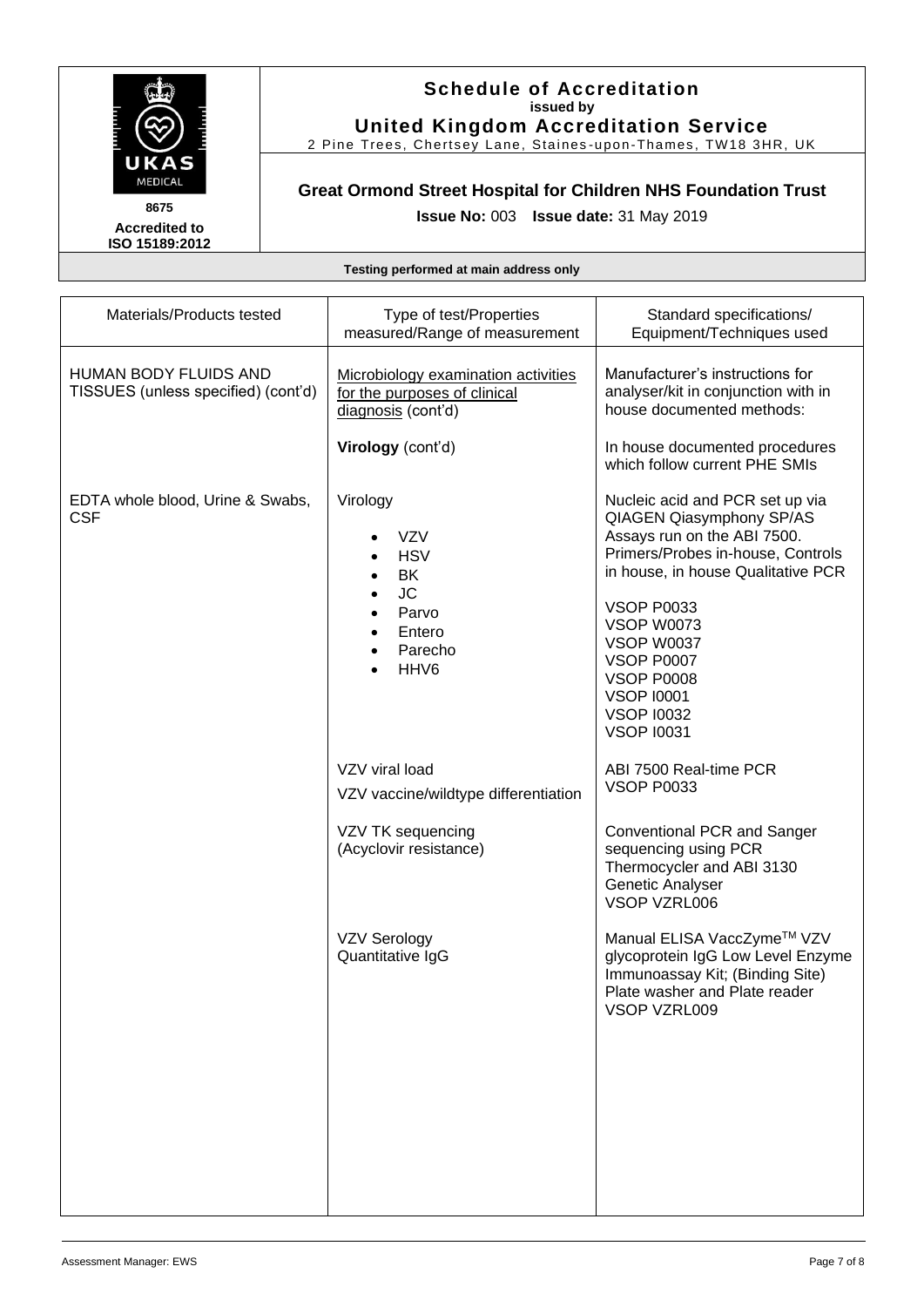# Schedule of Accreditation

**issued by**

**United Kingdom Accreditation Service**

2 Pine Trees, Chertsey Lane, Staines-upon-Thames, TW18 3HR, UK

**8675**

**Accredited to ISO 15189:2012**

## Great Ormond Street Hospital for Children NHS Foundation Trust

**Issue No:** 003 **Issue date:** 31 May 2019

**Testing performed at main address only**

| Materials/Products tested | Type of test/Properties measured/Range of measurement | Standard specifications/ Equipment/Techniques used |
|---|---|---|
| HUMAN BODY FLUIDS AND TISSUES (unless specified) (cont'd) | Microbiology examination activities for the purposes of clinical diagnosis (cont'd)<br><br>**Virology** (cont'd) | Manufacturer's instructions for analyser/kit in conjunction with in house documented methods:<br><br>In house documented procedures which follow current PHE SMIs |
| EDTA whole blood, Urine & Swabs, CSF | Virology<br>• VZV<br>• HSV<br>• BK<br>• JC<br>• Parvo<br>• Entero<br>• Parecho<br>• HHV6 | Nucleic acid and PCR set up via QIAGEN Qiasymphony SP/AS Assays run on the ABI 7500. Primers/Probes in-house, Controls in house, in house Qualitative PCR<br><br>VSOP P0033<br>VSOP W0073<br>VSOP W0037<br>VSOP P0007<br>VSOP P0008<br>VSOP I0001<br>VSOP I0032<br>VSOP I0031 |
| | VZV viral load<br>VZV vaccine/wildtype differentiation | ABI 7500 Real-time PCR<br>VSOP P0033 |
| | VZV TK sequencing (Acyclovir resistance) | Conventional PCR and Sanger sequencing using PCR Thermocycler and ABI 3130 Genetic Analyser<br>VSOP VZRL006 |
| | VZV Serology Quantitative IgG | Manual ELISA VaccZyme™ VZV glycoprotein IgG Low Level Enzyme Immunoassay Kit; (Binding Site) Plate washer and Plate reader<br>VSOP VZRL009 |

Assessment Manager: EWS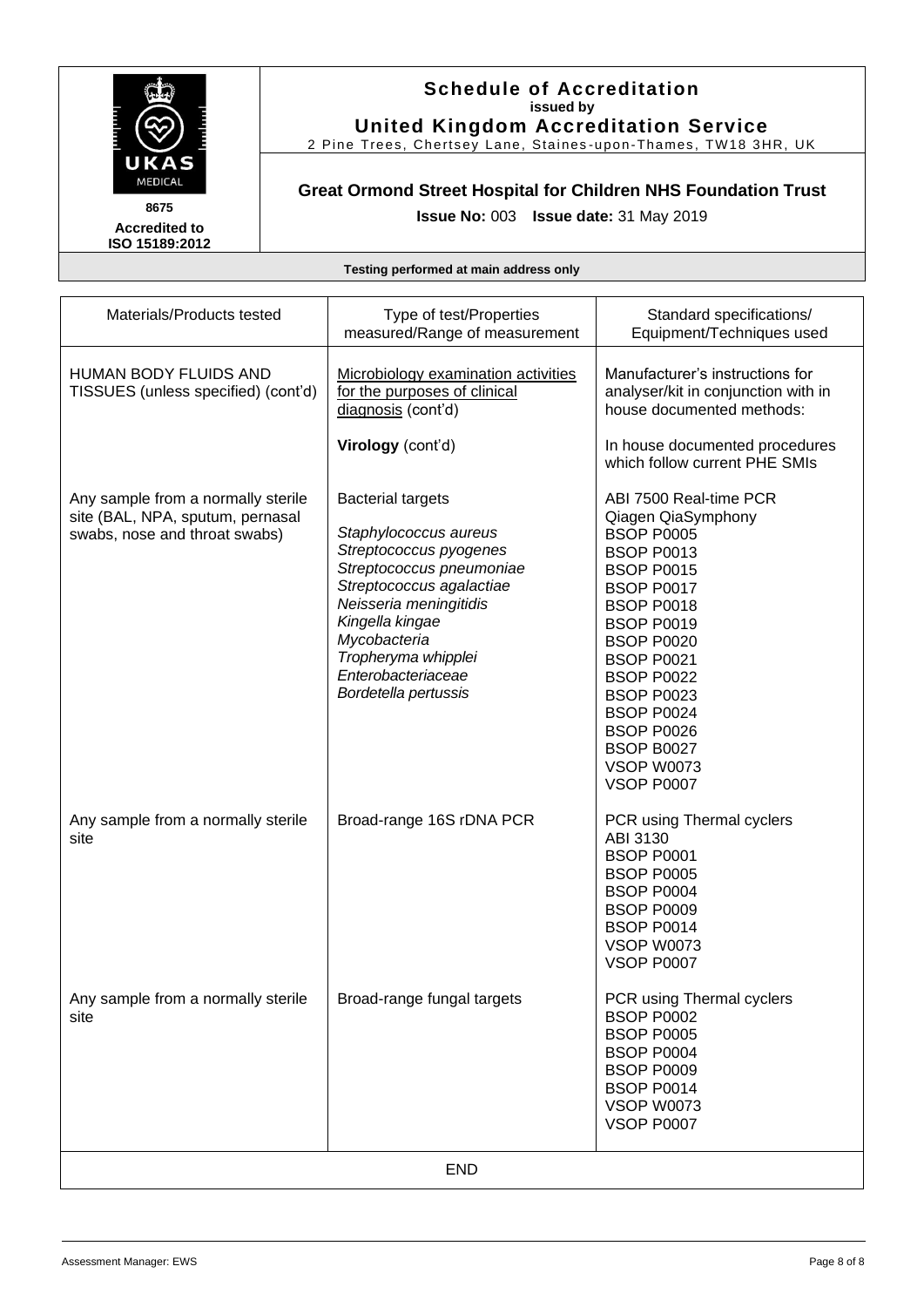# Schedule of Accreditation
**issued by**
**United Kingdom Accreditation Service**
2 Pine Trees, Chertsey Lane, Staines-upon-Thames, TW18 3HR, UK

UKAS MEDICAL

**8675**
**Accredited to ISO 15189:2012**

## Great Ormond Street Hospital for Children NHS Foundation Trust

**Issue No:** 003 **Issue date:** 31 May 2019

**Testing performed at main address only**

| Materials/Products tested | Type of test/Properties measured/Range of measurement | Standard specifications/ Equipment/Techniques used |
|---|---|---|
| HUMAN BODY FLUIDS AND TISSUES (unless specified) (cont'd) | Microbiology examination activities for the purposes of clinical diagnosis (cont'd)<br><br>**Virology** (cont'd) | Manufacturer's instructions for analyser/kit in conjunction with in house documented methods:<br><br>In house documented procedures which follow current PHE SMIs |
| Any sample from a normally sterile site (BAL, NPA, sputum, pernasal swabs, nose and throat swabs) | Bacterial targets<br><br>*Staphylococcus aureus*<br>*Streptococcus pyogenes*<br>*Streptococcus pneumoniae*<br>*Streptococcus agalactiae*<br>*Neisseria meningitidis*<br>*Kingella kingae*<br>*Mycobacteria*<br>*Tropheryma whipplei*<br>*Enterobacteriaceae*<br>*Bordetella pertussis* | ABI 7500 Real-time PCR<br>Qiagen QiaSymphony<br>BSOP P0005<br>BSOP P0013<br>BSOP P0015<br>BSOP P0017<br>BSOP P0018<br>BSOP P0019<br>BSOP P0020<br>BSOP P0021<br>BSOP P0022<br>BSOP P0023<br>BSOP P0024<br>BSOP P0026<br>BSOP B0027<br>VSOP W0073<br>VSOP P0007 |
| Any sample from a normally sterile site | Broad-range 16S rDNA PCR | PCR using Thermal cyclers<br>ABI 3130<br>BSOP P0001<br>BSOP P0005<br>BSOP P0004<br>BSOP P0009<br>BSOP P0014<br>VSOP W0073<br>VSOP P0007 |
| Any sample from a normally sterile site | Broad-range fungal targets | PCR using Thermal cyclers<br>BSOP P0002<br>BSOP P0005<br>BSOP P0004<br>BSOP P0009<br>BSOP P0014<br>VSOP W0073<br>VSOP P0007 |

END

Assessment Manager: EWS